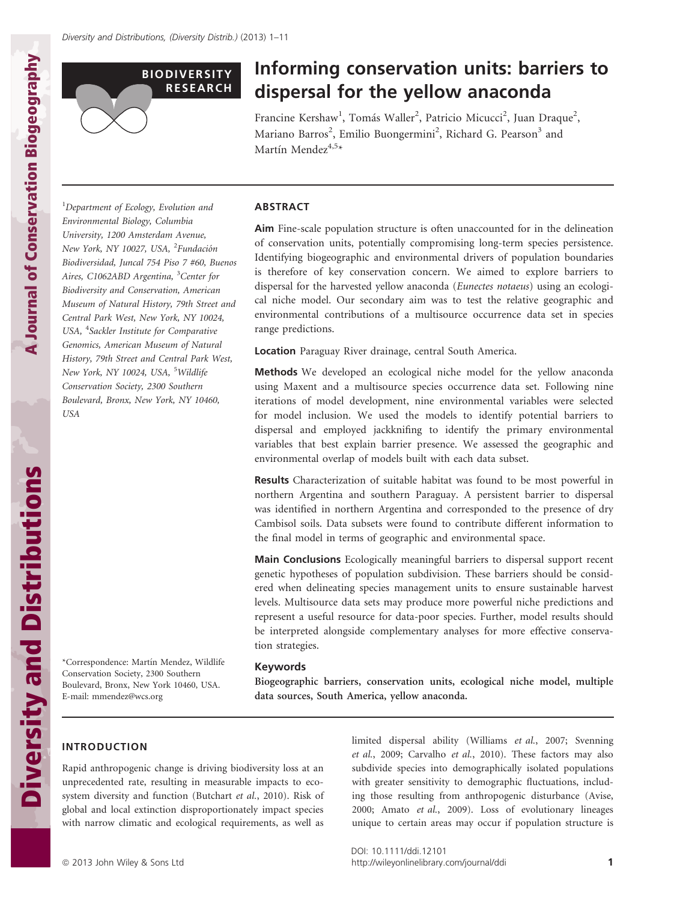BIODIVERSITY RESEARCH

# Informing conservation units: barriers to dispersal for the yellow anaconda

Francine Kershaw[1], Tomás Waller[2], Patricio Micucci[2], Juan Draque[2], Mariano Barros[2], Emilio Buongermini[2], Richard G. Pearson[3] and Martín Mendez[4,5]*

[1]Department of Ecology, Evolution and Environmental Biology, Columbia University, 1200 Amsterdam Avenue, New York, NY 10027, USA, [2]Fundación Biodiversidad, Juncal 754 Piso 7 #60, Buenos Aires, C1062ABD Argentina, [3]Center for Biodiversity and Conservation, American Museum of Natural History, 79th Street and Central Park West, New York, NY 10024, USA, [4]Sackler Institute for Comparative Genomics, American Museum of Natural History, 79th Street and Central Park West, New York, NY 10024, USA, [5]Wildlife Conservation Society, 2300 Southern Boulevard, Bronx, New York, NY 10460, USA

*Correspondence: Martín Mendez, Wildlife Conservation Society, 2300 Southern Boulevard, Bronx, New York 10460, USA. E-mail: mmendez@wcs.org

## ABSTRACT

**Aim** Fine-scale population structure is often unaccounted for in the delineation of conservation units, potentially compromising long-term species persistence. Identifying biogeographic and environmental drivers of population boundaries is therefore of key conservation concern. We aimed to explore barriers to dispersal for the harvested yellow anaconda (*Eunectes notaeus*) using an ecological niche model. Our secondary aim was to test the relative geographic and environmental contributions of a multisource occurrence data set in species range predictions.

**Location** Paraguay River drainage, central South America.

**Methods** We developed an ecological niche model for the yellow anaconda using Maxent and a multisource species occurrence data set. Following nine iterations of model development, nine environmental variables were selected for model inclusion. We used the models to identify potential barriers to dispersal and employed jackknifing to identify the primary environmental variables that best explain barrier presence. We assessed the geographic and environmental overlap of models built with each data subset.

**Results** Characterization of suitable habitat was found to be most powerful in northern Argentina and southern Paraguay. A persistent barrier to dispersal was identified in northern Argentina and corresponded to the presence of dry Cambisol soils. Data subsets were found to contribute different information to the final model in terms of geographic and environmental space.

**Main Conclusions** Ecologically meaningful barriers to dispersal support recent genetic hypotheses of population subdivision. These barriers should be considered when delineating species management units to ensure sustainable harvest levels. Multisource data sets may produce more powerful niche predictions and represent a useful resource for data-poor species. Further, model results should be interpreted alongside complementary analyses for more effective conservation strategies.

### Keywords

**Biogeographic barriers, conservation units, ecological niche model, multiple data sources, South America, yellow anaconda.**

## INTRODUCTION

Rapid anthropogenic change is driving biodiversity loss at an unprecedented rate, resulting in measurable impacts to ecosystem diversity and function (Butchart *et al.*, 2010). Risk of global and local extinction disproportionately impact species with narrow climatic and ecological requirements, as well as limited dispersal ability (Williams *et al.*, 2007; Svenning *et al.*, 2009; Carvalho *et al.*, 2010). These factors may also subdivide species into demographically isolated populations with greater sensitivity to demographic fluctuations, including those resulting from anthropogenic disturbance (Avise, 2000; Amato *et al.*, 2009). Loss of evolutionary lineages unique to certain areas may occur if population structure is

DOI: 10.1111/ddi.12101
http://wileyonlinelibrary.com/journal/ddi

© 2013 John Wiley & Sons Ltd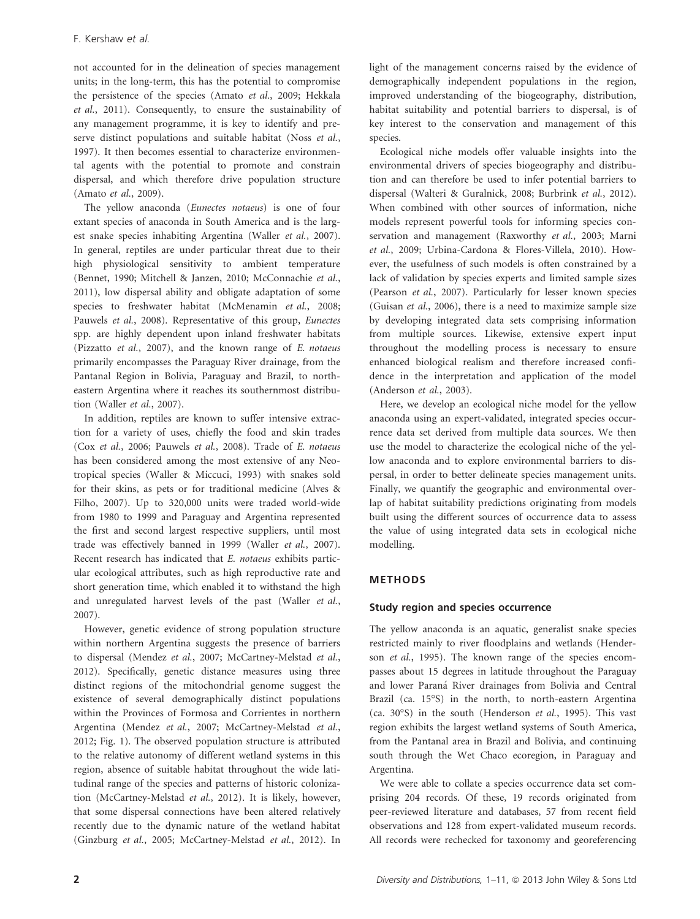not accounted for in the delineation of species management units; in the long-term, this has the potential to compromise the persistence of the species (Amato *et al.*, 2009; Hekkala *et al.*, 2011). Consequently, to ensure the sustainability of any management programme, it is key to identify and preserve distinct populations and suitable habitat (Noss *et al.*, 1997). It then becomes essential to characterize environmental agents with the potential to promote and constrain dispersal, and which therefore drive population structure (Amato *et al.*, 2009).

The yellow anaconda (*Eunectes notaeus*) is one of four extant species of anaconda in South America and is the largest snake species inhabiting Argentina (Waller *et al.*, 2007). In general, reptiles are under particular threat due to their high physiological sensitivity to ambient temperature (Bennet, 1990; Mitchell & Janzen, 2010; McConnachie *et al.*, 2011), low dispersal ability and obligate adaptation of some species to freshwater habitat (McMenamin *et al.*, 2008; Pauwels *et al.*, 2008). Representative of this group, *Eunectes* spp. are highly dependent upon inland freshwater habitats (Pizzatto *et al.*, 2007), and the known range of *E. notaeus* primarily encompasses the Paraguay River drainage, from the Pantanal Region in Bolivia, Paraguay and Brazil, to north-eastern Argentina where it reaches its southernmost distribution (Waller *et al.*, 2007).

In addition, reptiles are known to suffer intensive extraction for a variety of uses, chiefly the food and skin trades (Cox *et al.*, 2006; Pauwels *et al.*, 2008). Trade of *E. notaeus* has been considered among the most extensive of any Neotropical species (Waller & Miccuci, 1993) with snakes sold for their skins, as pets or for traditional medicine (Alves & Filho, 2007). Up to 320,000 units were traded world-wide from 1980 to 1999 and Paraguay and Argentina represented the first and second largest respective suppliers, until most trade was effectively banned in 1999 (Waller *et al.*, 2007). Recent research has indicated that *E. notaeus* exhibits particular ecological attributes, such as high reproductive rate and short generation time, which enabled it to withstand the high and unregulated harvest levels of the past (Waller *et al.*, 2007).

However, genetic evidence of strong population structure within northern Argentina suggests the presence of barriers to dispersal (Mendez *et al.*, 2007; McCartney-Melstad *et al.*, 2012). Specifically, genetic distance measures using three distinct regions of the mitochondrial genome suggest the existence of several demographically distinct populations within the Provinces of Formosa and Corrientes in northern Argentina (Mendez *et al.*, 2007; McCartney-Melstad *et al.*, 2012; Fig. 1). The observed population structure is attributed to the relative autonomy of different wetland systems in this region, absence of suitable habitat throughout the wide latitudinal range of the species and patterns of historic colonization (McCartney-Melstad *et al.*, 2012). It is likely, however, that some dispersal connections have been altered relatively recently due to the dynamic nature of the wetland habitat (Ginzburg *et al.*, 2005; McCartney-Melstad *et al.*, 2012). In light of the management concerns raised by the evidence of demographically independent populations in the region, improved understanding of the biogeography, distribution, habitat suitability and potential barriers to dispersal, is of key interest to the conservation and management of this species.

Ecological niche models offer valuable insights into the environmental drivers of species biogeography and distribution and can therefore be used to infer potential barriers to dispersal (Walteri & Guralnick, 2008; Burbrink *et al.*, 2012). When combined with other sources of information, niche models represent powerful tools for informing species conservation and management (Raxworthy *et al.*, 2003; Marni *et al.*, 2009; Urbina-Cardona & Flores-Villela, 2010). However, the usefulness of such models is often constrained by a lack of validation by species experts and limited sample sizes (Pearson *et al.*, 2007). Particularly for lesser known species (Guisan *et al.*, 2006), there is a need to maximize sample size by developing integrated data sets comprising information from multiple sources. Likewise, extensive expert input throughout the modelling process is necessary to ensure enhanced biological realism and therefore increased confidence in the interpretation and application of the model (Anderson *et al.*, 2003).

Here, we develop an ecological niche model for the yellow anaconda using an expert-validated, integrated species occurrence data set derived from multiple data sources. We then use the model to characterize the ecological niche of the yellow anaconda and to explore environmental barriers to dispersal, in order to better delineate species management units. Finally, we quantify the geographic and environmental overlap of habitat suitability predictions originating from models built using the different sources of occurrence data to assess the value of using integrated data sets in ecological niche modelling.

## METHODS

### Study region and species occurrence

The yellow anaconda is an aquatic, generalist snake species restricted mainly to river floodplains and wetlands (Henderson *et al.*, 1995). The known range of the species encompasses about 15 degrees in latitude throughout the Paraguay and lower Paraná River drainages from Bolivia and Central Brazil (ca. 15°S) in the north, to north-eastern Argentina (ca. 30°S) in the south (Henderson *et al.*, 1995). This vast region exhibits the largest wetland systems of South America, from the Pantanal area in Brazil and Bolivia, and continuing south through the Wet Chaco ecoregion, in Paraguay and Argentina.

We were able to collate a species occurrence data set comprising 204 records. Of these, 19 records originated from peer-reviewed literature and databases, 57 from recent field observations and 128 from expert-validated museum records. All records were rechecked for taxonomy and georeferencing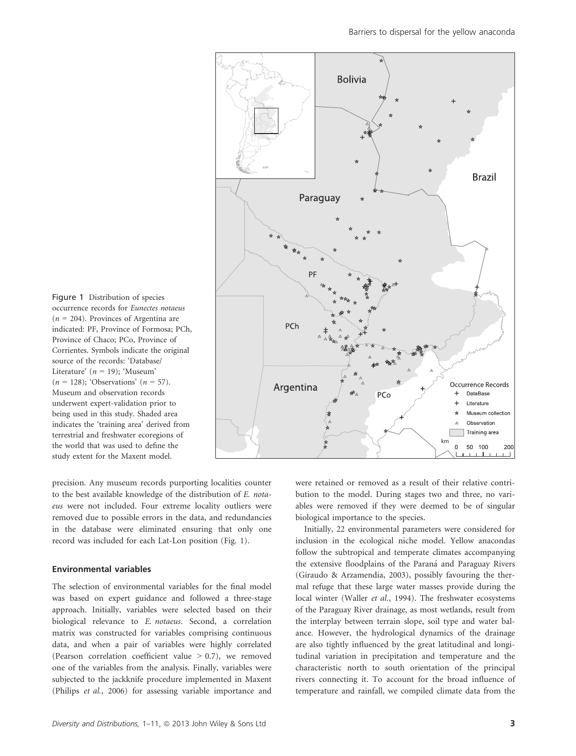Figure 1 Distribution of species occurrence records for *Eunectes notaeus* ($n = 204$). Provinces of Argentina are indicated: PF, Province of Formosa; PCh, Province of Chaco; PCo, Province of Corrientes. Symbols indicate the original source of the records: 'Database/Literature' ($n = 19$); 'Museum' ($n = 128$); 'Observations' ($n = 57$). Museum and observation records underwent expert-validation prior to being used in this study. Shaded area indicates the 'training area' derived from terrestrial and freshwater ecoregions of the world that was used to define the study extent for the Maxent model.

precision. Any museum records purporting localities counter to the best available knowledge of the distribution of *E. notaeus* were not included. Four extreme locality outliers were removed due to possible errors in the data, and redundancies in the database were eliminated ensuring that only one record was included for each Lat-Lon position (Fig. 1).

### Environmental variables

The selection of environmental variables for the final model was based on expert guidance and followed a three-stage approach. Initially, variables were selected based on their biological relevance to *E. notaeus*. Second, a correlation matrix was constructed for variables comprising continuous data, and when a pair of variables were highly correlated (Pearson correlation coefficient value $> 0.7$), we removed one of the variables from the analysis. Finally, variables were subjected to the jackknife procedure implemented in Maxent (Philips *et al.*, 2006) for assessing variable importance and were retained or removed as a result of their relative contribution to the model. During stages two and three, no variables were removed if they were deemed to be of singular biological importance to the species.

Initially, 22 environmental parameters were considered for inclusion in the ecological niche model. Yellow anacondas follow the subtropical and temperate climates accompanying the extensive floodplains of the Paraná and Paraguay Rivers (Giraudo & Arzamendia, 2003), possibly favouring the thermal refuge that these large water masses provide during the local winter (Waller *et al.*, 1994). The freshwater ecosystems of the Paraguay River drainage, as most wetlands, result from the interplay between terrain slope, soil type and water balance. However, the hydrological dynamics of the drainage are also tightly influenced by the great latitudinal and longitudinal variation in precipitation and temperature and the characteristic north to south orientation of the principal rivers connecting it. To account for the broad influence of temperature and rainfall, we compiled climate data from the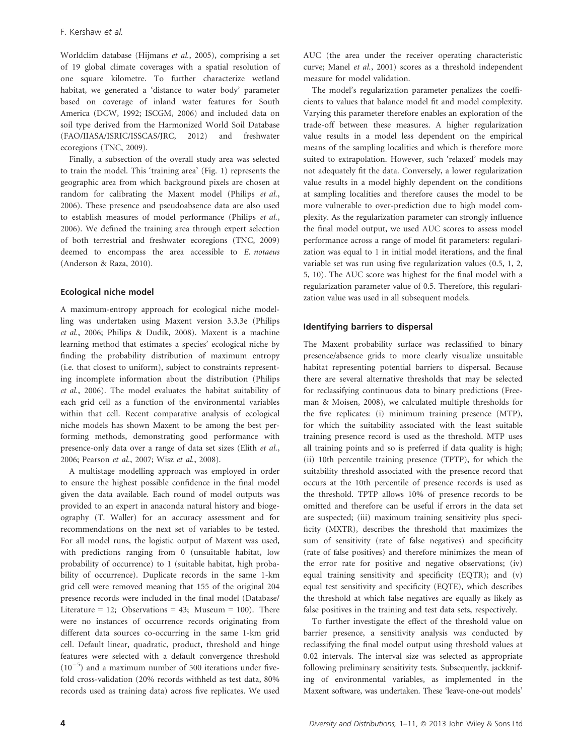Worldclim database (Hijmans *et al.*, 2005), comprising a set of 19 global climate coverages with a spatial resolution of one square kilometre. To further characterize wetland habitat, we generated a 'distance to water body' parameter based on coverage of inland water features for South America (DCW, 1992; ISCGM, 2006) and included data on soil type derived from the Harmonized World Soil Database (FAO/IIASA/ISRIC/ISSCAS/JRC, 2012) and freshwater ecoregions (TNC, 2009).

Finally, a subsection of the overall study area was selected to train the model. This 'training area' (Fig. 1) represents the geographic area from which background pixels are chosen at random for calibrating the Maxent model (Philips *et al.*, 2006). These presence and pseudoabsence data are also used to establish measures of model performance (Philips *et al.*, 2006). We defined the training area through expert selection of both terrestrial and freshwater ecoregions (TNC, 2009) deemed to encompass the area accessible to *E. notaeus* (Anderson & Raza, 2010).

### Ecological niche model

A maximum-entropy approach for ecological niche modelling was undertaken using Maxent version 3.3.3e (Philips *et al.*, 2006; Philips & Dudik, 2008). Maxent is a machine learning method that estimates a species' ecological niche by finding the probability distribution of maximum entropy (i.e. that closest to uniform), subject to constraints representing incomplete information about the distribution (Philips *et al.*, 2006). The model evaluates the habitat suitability of each grid cell as a function of the environmental variables within that cell. Recent comparative analysis of ecological niche models has shown Maxent to be among the best performing methods, demonstrating good performance with presence-only data over a range of data set sizes (Elith *et al.*, 2006; Pearson *et al.*, 2007; Wisz *et al.*, 2008).

A multistage modelling approach was employed in order to ensure the highest possible confidence in the final model given the data available. Each round of model outputs was provided to an expert in anaconda natural history and biogeography (T. Waller) for an accuracy assessment and for recommendations on the next set of variables to be tested. For all model runs, the logistic output of Maxent was used, with predictions ranging from 0 (unsuitable habitat, low probability of occurrence) to 1 (suitable habitat, high probability of occurrence). Duplicate records in the same 1-km grid cell were removed meaning that 155 of the original 204 presence records were included in the final model (Database/Literature = 12; Observations = 43; Museum = 100). There were no instances of occurrence records originating from different data sources co-occurring in the same 1-km grid cell. Default linear, quadratic, product, threshold and hinge features were selected with a default convergence threshold ($10^{-5}$) and a maximum number of 500 iterations under fivefold cross-validation (20% records withheld as test data, 80% records used as training data) across five replicates. We used AUC (the area under the receiver operating characteristic curve; Manel *et al.*, 2001) scores as a threshold independent measure for model validation.

The model's regularization parameter penalizes the coefficients to values that balance model fit and model complexity. Varying this parameter therefore enables an exploration of the trade-off between these measures. A higher regularization value results in a model less dependent on the empirical means of the sampling localities and which is therefore more suited to extrapolation. However, such 'relaxed' models may not adequately fit the data. Conversely, a lower regularization value results in a model highly dependent on the conditions at sampling localities and therefore causes the model to be more vulnerable to over-prediction due to high model complexity. As the regularization parameter can strongly influence the final model output, we used AUC scores to assess model performance across a range of model fit parameters: regularization was equal to 1 in initial model iterations, and the final variable set was run using five regularization values (0.5, 1, 2, 5, 10). The AUC score was highest for the final model with a regularization parameter value of 0.5. Therefore, this regularization value was used in all subsequent models.

### Identifying barriers to dispersal

The Maxent probability surface was reclassified to binary presence/absence grids to more clearly visualize unsuitable habitat representing potential barriers to dispersal. Because there are several alternative thresholds that may be selected for reclassifying continuous data to binary predictions (Freeman & Moisen, 2008), we calculated multiple thresholds for the five replicates: (i) minimum training presence (MTP), for which the suitability associated with the least suitable training presence record is used as the threshold. MTP uses all training points and so is preferred if data quality is high; (ii) 10th percentile training presence (TPTP), for which the suitability threshold associated with the presence record that occurs at the 10th percentile of presence records is used as the threshold. TPTP allows 10% of presence records to be omitted and therefore can be useful if errors in the data set are suspected; (iii) maximum training sensitivity plus specificity (MXTR), describes the threshold that maximizes the sum of sensitivity (rate of false negatives) and specificity (rate of false positives) and therefore minimizes the mean of the error rate for positive and negative observations; (iv) equal training sensitivity and specificity (EQTR); and (v) equal test sensitivity and specificity (EQTE), which describes the threshold at which false negatives are equally as likely as false positives in the training and test data sets, respectively.

To further investigate the effect of the threshold value on barrier presence, a sensitivity analysis was conducted by reclassifying the final model output using threshold values at 0.02 intervals. The interval size was selected as appropriate following preliminary sensitivity tests. Subsequently, jackknifing of environmental variables, as implemented in the Maxent software, was undertaken. These 'leave-one-out models'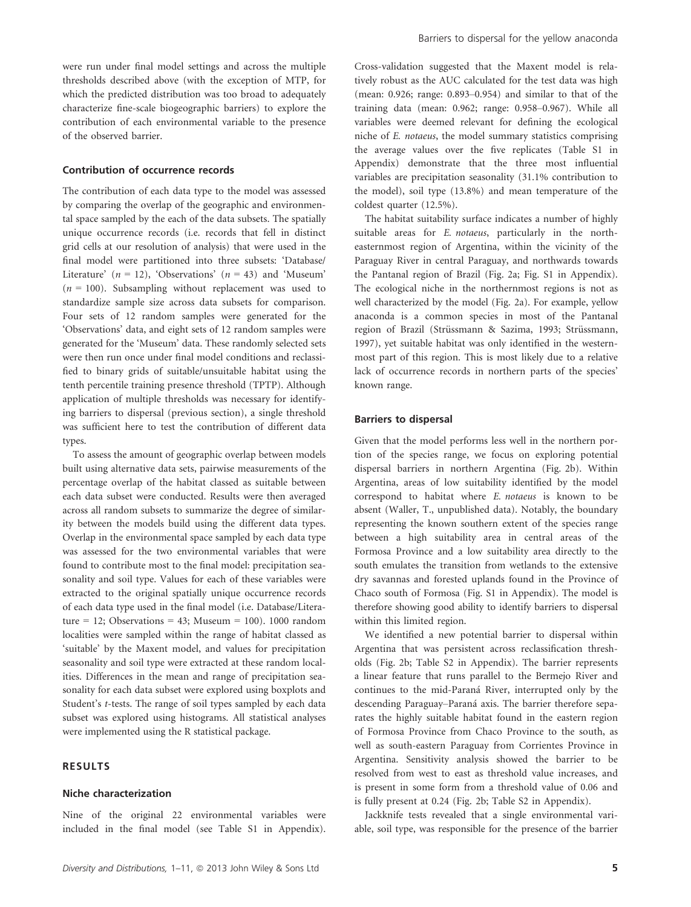were run under final model settings and across the multiple thresholds described above (with the exception of MTP, for which the predicted distribution was too broad to adequately characterize fine-scale biogeographic barriers) to explore the contribution of each environmental variable to the presence of the observed barrier.

### Contribution of occurrence records

The contribution of each data type to the model was assessed by comparing the overlap of the geographic and environmental space sampled by the each of the data subsets. The spatially unique occurrence records (i.e. records that fell in distinct grid cells at our resolution of analysis) that were used in the final model were partitioned into three subsets: 'Database/Literature' ($n = 12$), 'Observations' ($n = 43$) and 'Museum' ($n = 100$). Subsampling without replacement was used to standardize sample size across data subsets for comparison. Four sets of 12 random samples were generated for the 'Observations' data, and eight sets of 12 random samples were generated for the 'Museum' data. These randomly selected sets were then run once under final model conditions and reclassified to binary grids of suitable/unsuitable habitat using the tenth percentile training presence threshold (TPTP). Although application of multiple thresholds was necessary for identifying barriers to dispersal (previous section), a single threshold was sufficient here to test the contribution of different data types.

To assess the amount of geographic overlap between models built using alternative data sets, pairwise measurements of the percentage overlap of the habitat classed as suitable between each data subset were conducted. Results were then averaged across all random subsets to summarize the degree of similarity between the models build using the different data types. Overlap in the environmental space sampled by each data type was assessed for the two environmental variables that were found to contribute most to the final model: precipitation seasonality and soil type. Values for each of these variables were extracted to the original spatially unique occurrence records of each data type used in the final model (i.e. Database/Literature = 12; Observations = 43; Museum = 100). 1000 random localities were sampled within the range of habitat classed as 'suitable' by the Maxent model, and values for precipitation seasonality and soil type were extracted at these random localities. Differences in the mean and range of precipitation seasonality for each data subset were explored using boxplots and Student's *t*-tests. The range of soil types sampled by each data subset was explored using histograms. All statistical analyses were implemented using the R statistical package.

## RESULTS

### Niche characterization

Nine of the original 22 environmental variables were included in the final model (see Table S1 in Appendix). Cross-validation suggested that the Maxent model is relatively robust as the AUC calculated for the test data was high (mean: 0.926; range: 0.893–0.954) and similar to that of the training data (mean: 0.962; range: 0.958–0.967). While all variables were deemed relevant for defining the ecological niche of *E. notaeus*, the model summary statistics comprising the average values over the five replicates (Table S1 in Appendix) demonstrate that the three most influential variables are precipitation seasonality (31.1% contribution to the model), soil type (13.8%) and mean temperature of the coldest quarter (12.5%).

The habitat suitability surface indicates a number of highly suitable areas for *E. notaeus*, particularly in the north-easternmost region of Argentina, within the vicinity of the Paraguay River in central Paraguay, and northwards towards the Pantanal region of Brazil (Fig. 2a; Fig. S1 in Appendix). The ecological niche in the northernmost regions is not as well characterized by the model (Fig. 2a). For example, yellow anaconda is a common species in most of the Pantanal region of Brazil (Strüssmann & Sazima, 1993; Strüssmann, 1997), yet suitable habitat was only identified in the westernmost part of this region. This is most likely due to a relative lack of occurrence records in northern parts of the species' known range.

### Barriers to dispersal

Given that the model performs less well in the northern portion of the species range, we focus on exploring potential dispersal barriers in northern Argentina (Fig. 2b). Within Argentina, areas of low suitability identified by the model correspond to habitat where *E. notaeus* is known to be absent (Waller, T., unpublished data). Notably, the boundary representing the known southern extent of the species range between a high suitability area in central areas of the Formosa Province and a low suitability area directly to the south emulates the transition from wetlands to the extensive dry savannas and forested uplands found in the Province of Chaco south of Formosa (Fig. S1 in Appendix). The model is therefore showing good ability to identify barriers to dispersal within this limited region.

We identified a new potential barrier to dispersal within Argentina that was persistent across reclassification thresholds (Fig. 2b; Table S2 in Appendix). The barrier represents a linear feature that runs parallel to the Bermejo River and continues to the mid-Paraná River, interrupted only by the descending Paraguay–Paraná axis. The barrier therefore separates the highly suitable habitat found in the eastern region of Formosa Province from Chaco Province to the south, as well as south-eastern Paraguay from Corrientes Province in Argentina. Sensitivity analysis showed the barrier to be resolved from west to east as threshold value increases, and is present in some form from a threshold value of 0.06 and is fully present at 0.24 (Fig. 2b; Table S2 in Appendix).

Jackknife tests revealed that a single environmental variable, soil type, was responsible for the presence of the barrier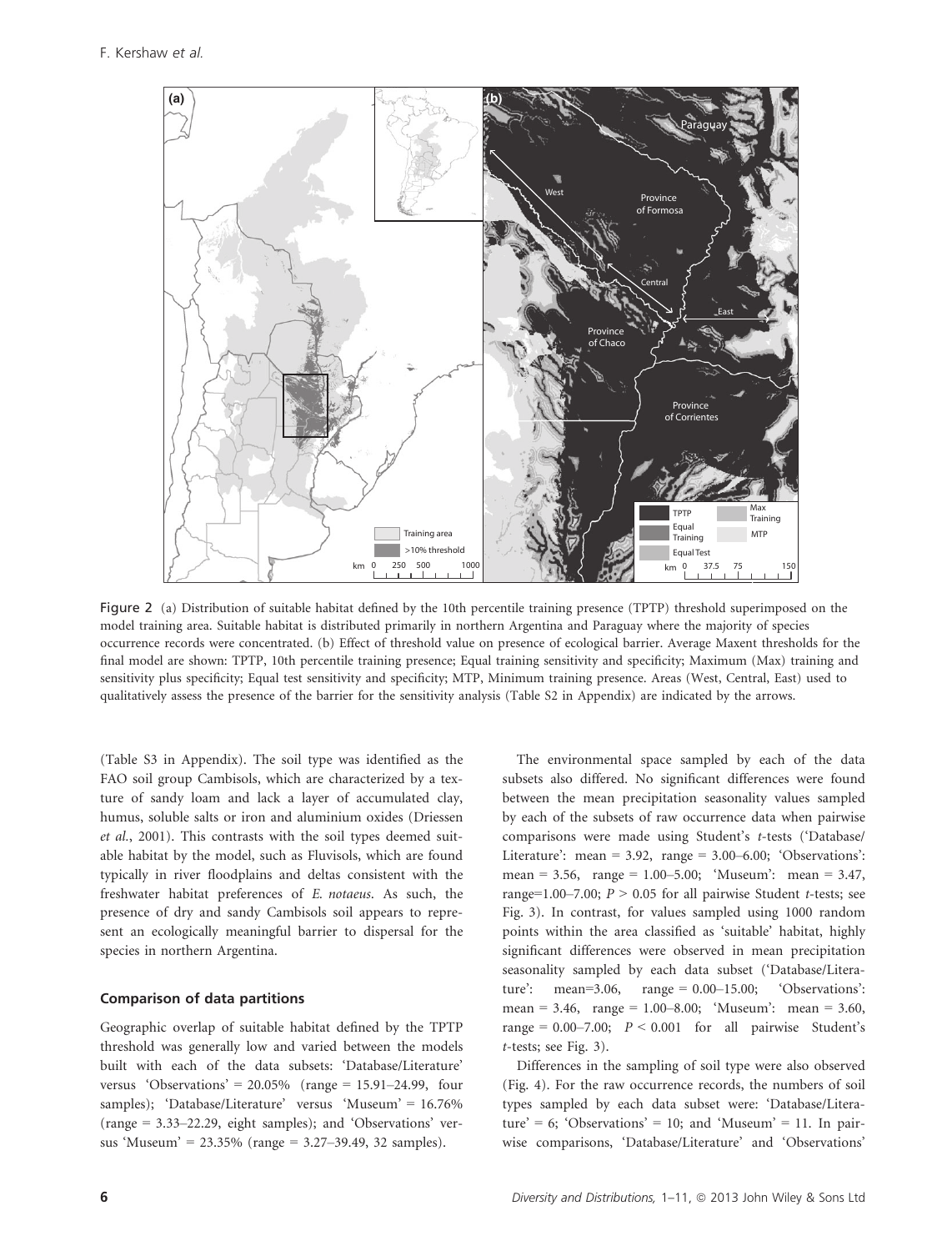Figure 2 (a) Distribution of suitable habitat defined by the 10th percentile training presence (TPTP) threshold superimposed on the model training area. Suitable habitat is distributed primarily in northern Argentina and Paraguay where the majority of species occurrence records were concentrated. (b) Effect of threshold value on presence of ecological barrier. Average Maxent thresholds for the final model are shown: TPTP, 10th percentile training presence; Equal training sensitivity and specificity; Maximum (Max) training and sensitivity plus specificity; Equal test sensitivity and specificity; MTP, Minimum training presence. Areas (West, Central, East) used to qualitatively assess the presence of the barrier for the sensitivity analysis (Table S2 in Appendix) are indicated by the arrows.

(Table S3 in Appendix). The soil type was identified as the FAO soil group Cambisols, which are characterized by a texture of sandy loam and lack a layer of accumulated clay, humus, soluble salts or iron and aluminium oxides (Driessen *et al.*, 2001). This contrasts with the soil types deemed suitable habitat by the model, such as Fluvisols, which are found typically in river floodplains and deltas consistent with the freshwater habitat preferences of *E. notaeus*. As such, the presence of dry and sandy Cambisols soil appears to represent an ecologically meaningful barrier to dispersal for the species in northern Argentina.

### Comparison of data partitions

Geographic overlap of suitable habitat defined by the TPTP threshold was generally low and varied between the models built with each of the data subsets: 'Database/Literature' versus 'Observations' = 20.05% (range = 15.91–24.99, four samples); 'Database/Literature' versus 'Museum' = 16.76% (range = 3.33–22.29, eight samples); and 'Observations' versus 'Museum' = 23.35% (range = 3.27–39.49, 32 samples).

The environmental space sampled by each of the data subsets also differed. No significant differences were found between the mean precipitation seasonality values sampled by each of the subsets of raw occurrence data when pairwise comparisons were made using Student's *t*-tests ('Database/Literature': mean = 3.92, range = 3.00–6.00; 'Observations': mean = 3.56, range = 1.00–5.00; 'Museum': mean = 3.47, range=1.00–7.00; $P > 0.05$ for all pairwise Student *t*-tests; see Fig. 3). In contrast, for values sampled using 1000 random points within the area classified as 'suitable' habitat, highly significant differences were observed in mean precipitation seasonality sampled by each data subset ('Database/Literature': mean=3.06, range = 0.00–15.00; 'Observations': mean = 3.46, range = 1.00–8.00; 'Museum': mean = 3.60, range = 0.00–7.00; $P < 0.001$ for all pairwise Student's *t*-tests; see Fig. 3).

Differences in the sampling of soil type were also observed (Fig. 4). For the raw occurrence records, the numbers of soil types sampled by each data subset were: 'Database/Literature' = 6; 'Observations' = 10; and 'Museum' = 11. In pairwise comparisons, 'Database/Literature' and 'Observations'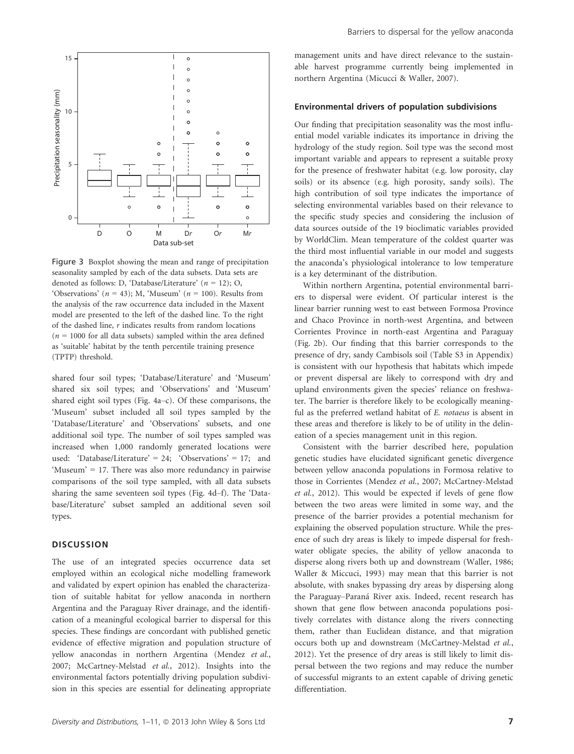Precipitation seasonality (mm)

15

10

5

0

D O M D*r* O*r* M*r*

Data sub-set

Figure 3 Boxplot showing the mean and range of precipitation seasonality sampled by each of the data subsets. Data sets are denoted as follows: D, 'Database/Literature' ($n = 12$); O, 'Observations' ($n = 43$); M, 'Museum' ($n = 100$). Results from the analysis of the raw occurrence data included in the Maxent model are presented to the left of the dashed line. To the right of the dashed line, $r$ indicates results from random locations ($n = 1000$ for all data subsets) sampled within the area defined as 'suitable' habitat by the tenth percentile training presence (TPTP) threshold.

shared four soil types; 'Database/Literature' and 'Museum' shared six soil types; and 'Observations' and 'Museum' shared eight soil types (Fig. 4a–c). Of these comparisons, the 'Museum' subset included all soil types sampled by the 'Database/Literature' and 'Observations' subsets, and one additional soil type. The number of soil types sampled was increased when 1,000 randomly generated locations were used: 'Database/Literature' = 24; 'Observations' = 17; and 'Museum' = 17. There was also more redundancy in pairwise comparisons of the soil type sampled, with all data subsets sharing the same seventeen soil types (Fig. 4d–f). The 'Database/Literature' subset sampled an additional seven soil types.

## DISCUSSION

The use of an integrated species occurrence data set employed within an ecological niche modelling framework and validated by expert opinion has enabled the characterization of suitable habitat for yellow anaconda in northern Argentina and the Paraguay River drainage, and the identification of a meaningful ecological barrier to dispersal for this species. These findings are concordant with published genetic evidence of effective migration and population structure of yellow anacondas in northern Argentina (Mendez *et al.*, 2007; McCartney-Melstad *et al.*, 2012). Insights into the environmental factors potentially driving population subdivision in this species are essential for delineating appropriate management units and have direct relevance to the sustainable harvest programme currently being implemented in northern Argentina (Micucci & Waller, 2007).

### Environmental drivers of population subdivisions

Our finding that precipitation seasonality was the most influential model variable indicates its importance in driving the hydrology of the study region. Soil type was the second most important variable and appears to represent a suitable proxy for the presence of freshwater habitat (e.g. low porosity, clay soils) or its absence (e.g. high porosity, sandy soils). The high contribution of soil type indicates the importance of selecting environmental variables based on their relevance to the specific study species and considering the inclusion of data sources outside of the 19 bioclimatic variables provided by WorldClim. Mean temperature of the coldest quarter was the third most influential variable in our model and suggests the anaconda's physiological intolerance to low temperature is a key determinant of the distribution.

Within northern Argentina, potential environmental barriers to dispersal were evident. Of particular interest is the linear barrier running west to east between Formosa Province and Chaco Province in north-west Argentina, and between Corrientes Province in north-east Argentina and Paraguay (Fig. 2b). Our finding that this barrier corresponds to the presence of dry, sandy Cambisols soil (Table S3 in Appendix) is consistent with our hypothesis that habitats which impede or prevent dispersal are likely to correspond with dry and upland environments given the species' reliance on freshwater. The barrier is therefore likely to be ecologically meaningful as the preferred wetland habitat of *E. notaeus* is absent in these areas and therefore is likely to be of utility in the delineation of a species management unit in this region.

Consistent with the barrier described here, population genetic studies have elucidated significant genetic divergence between yellow anaconda populations in Formosa relative to those in Corrientes (Mendez *et al.*, 2007; McCartney-Melstad *et al.*, 2012). This would be expected if levels of gene flow between the two areas were limited in some way, and the presence of the barrier provides a potential mechanism for explaining the observed population structure. While the presence of such dry areas is likely to impede dispersal for freshwater obligate species, the ability of yellow anaconda to disperse along rivers both up and downstream (Waller, 1986; Waller & Miccuci, 1993) may mean that this barrier is not absolute, with snakes bypassing dry areas by dispersing along the Paraguay–Paraná River axis. Indeed, recent research has shown that gene flow between anaconda populations positively correlates with distance along the rivers connecting them, rather than Euclidean distance, and that migration occurs both up and downstream (McCartney-Melstad *et al.*, 2012). Yet the presence of dry areas is still likely to limit dispersal between the two regions and may reduce the number of successful migrants to an extent capable of driving genetic differentiation.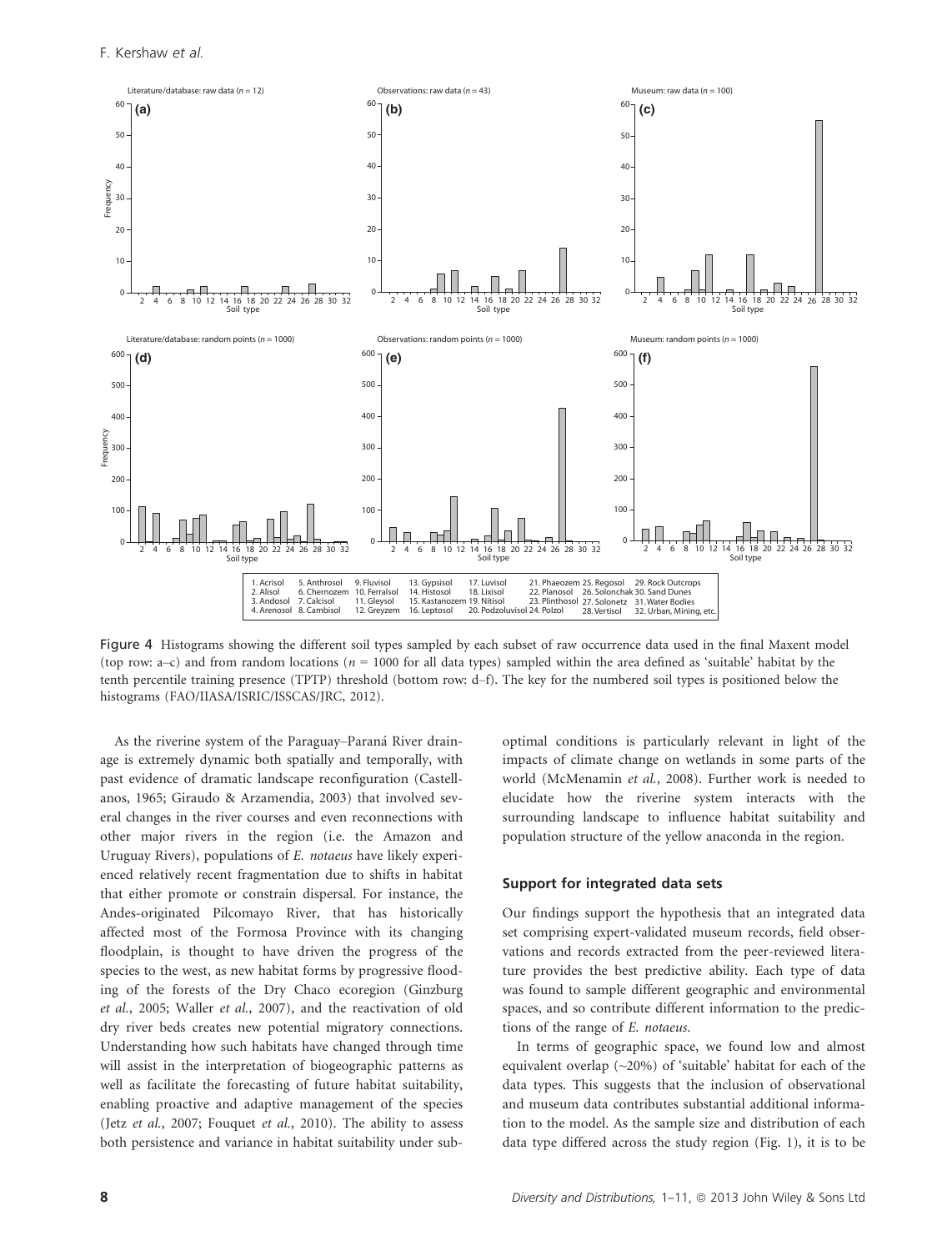Figure 4 Histograms showing the different soil types sampled by each subset of raw occurrence data used in the final Maxent model (top row: a–c) and from random locations ($n$ = 1000 for all data types) sampled within the area defined as 'suitable' habitat by the tenth percentile training presence (TPTP) threshold (bottom row: d–f). The key for the numbered soil types is positioned below the histograms (FAO/IIASA/ISRIC/ISSCAS/JRC, 2012).

As the riverine system of the Paraguay–Paraná River drainage is extremely dynamic both spatially and temporally, with past evidence of dramatic landscape reconfiguration (Castellanos, 1965; Giraudo & Arzamendia, 2003) that involved several changes in the river courses and even reconnections with other major rivers in the region (i.e. the Amazon and Uruguay Rivers), populations of *E. notaeus* have likely experienced relatively recent fragmentation due to shifts in habitat that either promote or constrain dispersal. For instance, the Andes-originated Pilcomayo River, that has historically affected most of the Formosa Province with its changing floodplain, is thought to have driven the progress of the species to the west, as new habitat forms by progressive flooding of the forests of the Dry Chaco ecoregion (Ginzburg *et al.*, 2005; Waller *et al.*, 2007), and the reactivation of old dry river beds creates new potential migratory connections. Understanding how such habitats have changed through time will assist in the interpretation of biogeographic patterns as well as facilitate the forecasting of future habitat suitability, enabling proactive and adaptive management of the species (Jetz *et al.*, 2007; Fouquet *et al.*, 2010). The ability to assess both persistence and variance in habitat suitability under sub-optimal conditions is particularly relevant in light of the impacts of climate change on wetlands in some parts of the world (McMenamin *et al.*, 2008). Further work is needed to elucidate how the riverine system interacts with the surrounding landscape to influence habitat suitability and population structure of the yellow anaconda in the region.

### Support for integrated data sets

Our findings support the hypothesis that an integrated data set comprising expert-validated museum records, field observations and records extracted from the peer-reviewed literature provides the best predictive ability. Each type of data was found to sample different geographic and environmental spaces, and so contribute different information to the predictions of the range of *E. notaeus*.

In terms of geographic space, we found low and almost equivalent overlap (~20%) of 'suitable' habitat for each of the data types. This suggests that the inclusion of observational and museum data contributes substantial additional information to the model. As the sample size and distribution of each data type differed across the study region (Fig. 1), it is to be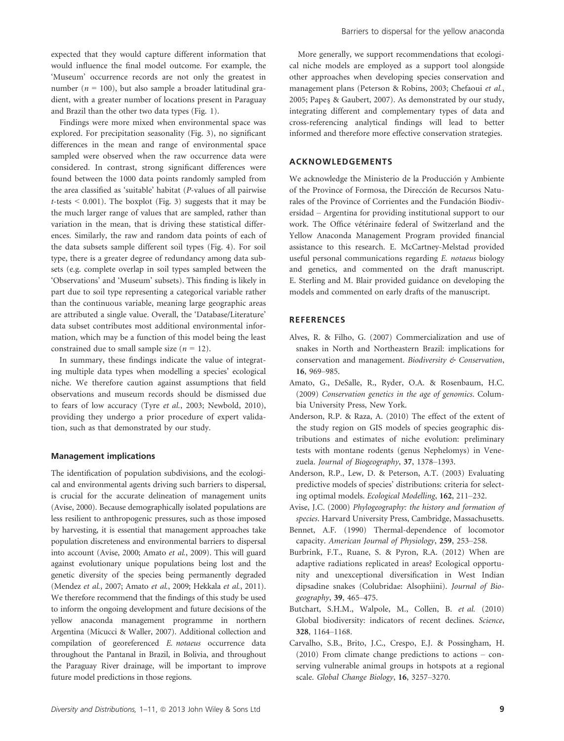expected that they would capture different information that would influence the final model outcome. For example, the 'Museum' occurrence records are not only the greatest in number ($n = 100$), but also sample a broader latitudinal gradient, with a greater number of locations present in Paraguay and Brazil than the other two data types (Fig. 1).

Findings were more mixed when environmental space was explored. For precipitation seasonality (Fig. 3), no significant differences in the mean and range of environmental space sampled were observed when the raw occurrence data were considered. In contrast, strong significant differences were found between the 1000 data points randomly sampled from the area classified as 'suitable' habitat (*P*-values of all pairwise *t*-tests $< 0.001$). The boxplot (Fig. 3) suggests that it may be the much larger range of values that are sampled, rather than variation in the mean, that is driving these statistical differences. Similarly, the raw and random data points of each of the data subsets sample different soil types (Fig. 4). For soil type, there is a greater degree of redundancy among data subsets (e.g. complete overlap in soil types sampled between the 'Observations' and 'Museum' subsets). This finding is likely in part due to soil type representing a categorical variable rather than the continuous variable, meaning large geographic areas are attributed a single value. Overall, the 'Database/Literature' data subset contributes most additional environmental information, which may be a function of this model being the least constrained due to small sample size ($n = 12$).

In summary, these findings indicate the value of integrating multiple data types when modelling a species' ecological niche. We therefore caution against assumptions that field observations and museum records should be dismissed due to fears of low accuracy (Tyre *et al.*, 2003; Newbold, 2010), providing they undergo a prior procedure of expert validation, such as that demonstrated by our study.

### Management implications

The identification of population subdivisions, and the ecological and environmental agents driving such barriers to dispersal, is crucial for the accurate delineation of management units (Avise, 2000). Because demographically isolated populations are less resilient to anthropogenic pressures, such as those imposed by harvesting, it is essential that management approaches take population discreteness and environmental barriers to dispersal into account (Avise, 2000; Amato *et al.*, 2009). This will guard against evolutionary unique populations being lost and the genetic diversity of the species being permanently degraded (Mendez *et al.*, 2007; Amato *et al.*, 2009; Hekkala *et al.*, 2011). We therefore recommend that the findings of this study be used to inform the ongoing development and future decisions of the yellow anaconda management programme in northern Argentina (Micucci & Waller, 2007). Additional collection and compilation of georeferenced *E. notaeus* occurrence data throughout the Pantanal in Brazil, in Bolivia, and throughout the Paraguay River drainage, will be important to improve future model predictions in those regions.

More generally, we support recommendations that ecological niche models are employed as a support tool alongside other approaches when developing species conservation and management plans (Peterson & Robins, 2003; Chefaoui *et al.*, 2005; Papeş & Gaubert, 2007). As demonstrated by our study, integrating different and complementary types of data and cross-referencing analytical findings will lead to better informed and therefore more effective conservation strategies.

## ACKNOWLEDGEMENTS

We acknowledge the Ministerio de la Producción y Ambiente of the Province of Formosa, the Dirección de Recursos Naturales of the Province of Corrientes and the Fundación Biodiversidad – Argentina for providing institutional support to our work. The Office vétérinaire federal of Switzerland and the Yellow Anaconda Management Program provided financial assistance to this research. E. McCartney-Melstad provided useful personal communications regarding *E. notaeus* biology and genetics, and commented on the draft manuscript. E. Sterling and M. Blair provided guidance on developing the models and commented on early drafts of the manuscript.

## REFERENCES

Alves, R. & Filho, G. (2007) Commercialization and use of snakes in North and Northeastern Brazil: implications for conservation and management. *Biodiversity & Conservation*, **16**, 969–985.

Amato, G., DeSalle, R., Ryder, O.A. & Rosenbaum, H.C. (2009) *Conservation genetics in the age of genomics*. Columbia University Press, New York.

Anderson, R.P. & Raza, A. (2010) The effect of the extent of the study region on GIS models of species geographic distributions and estimates of niche evolution: preliminary tests with montane rodents (genus Nephelomys) in Venezuela. *Journal of Biogeography*, **37**, 1378–1393.

Anderson, R.P., Lew, D. & Peterson, A.T. (2003) Evaluating predictive models of species' distributions: criteria for selecting optimal models. *Ecological Modelling*, **162**, 211–232.

Avise, J.C. (2000) *Phylogeography: the history and formation of species*. Harvard University Press, Cambridge, Massachusetts.

Bennet, A.F. (1990) Thermal-dependence of locomotor capacity. *American Journal of Physiology*, **259**, 253–258.

Burbrink, F.T., Ruane, S. & Pyron, R.A. (2012) When are adaptive radiations replicated in areas? Ecological opportunity and unexceptional diversification in West Indian dipsadine snakes (Colubridae: Alsophiini). *Journal of Biogeography*, **39**, 465–475.

Butchart, S.H.M., Walpole, M., Collen, B. *et al.* (2010) Global biodiversity: indicators of recent declines. *Science*, **328**, 1164–1168.

Carvalho, S.B., Brito, J.C., Crespo, E.J. & Possingham, H. (2010) From climate change predictions to actions – conserving vulnerable animal groups in hotspots at a regional scale. *Global Change Biology*, **16**, 3257–3270.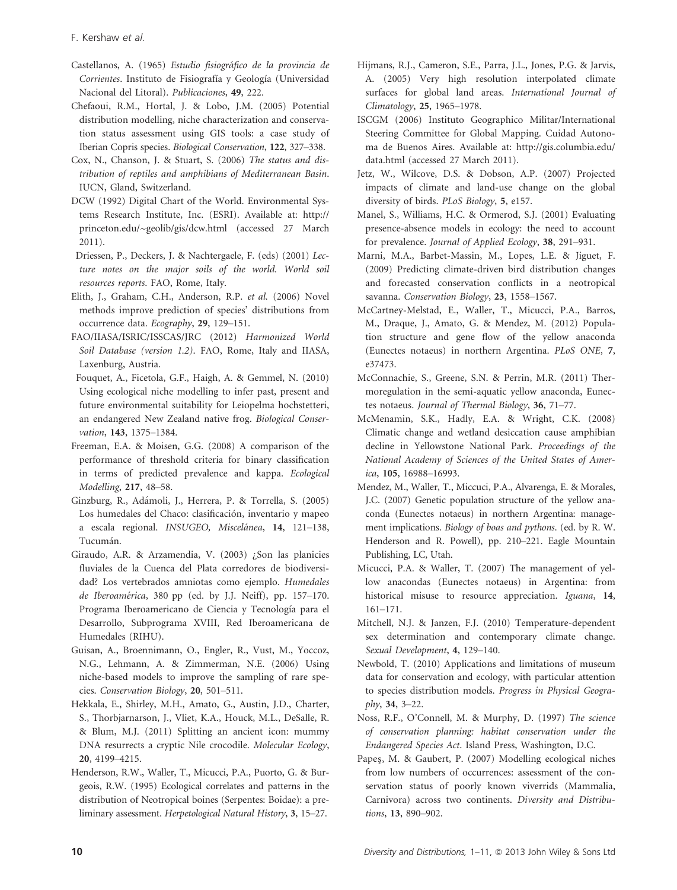Castellanos, A. (1965) *Estudio fisiográfico de la provincia de Corrientes*. Instituto de Fisiografía y Geología (Universidad Nacional del Litoral). *Publicaciones*, **49**, 222.

Chefaoui, R.M., Hortal, J. & Lobo, J.M. (2005) Potential distribution modelling, niche characterization and conservation status assessment using GIS tools: a case study of Iberian Copris species. *Biological Conservation*, **122**, 327–338.

Cox, N., Chanson, J. & Stuart, S. (2006) *The status and distribution of reptiles and amphibians of Mediterranean Basin*. IUCN, Gland, Switzerland.

DCW (1992) Digital Chart of the World. Environmental Systems Research Institute, Inc. (ESRI). Available at: http://princeton.edu/~geolib/gis/dcw.html (accessed 27 March 2011).

Driessen, P., Deckers, J. & Nachtergaele, F. (eds) (2001) *Lecture notes on the major soils of the world. World soil resources reports*. FAO, Rome, Italy.

Elith, J., Graham, C.H., Anderson, R.P. *et al.* (2006) Novel methods improve prediction of species' distributions from occurrence data. *Ecography*, **29**, 129–151.

FAO/IIASA/ISRIC/ISSCAS/JRC (2012) *Harmonized World Soil Database (version 1.2)*. FAO, Rome, Italy and IIASA, Laxenburg, Austria.

Fouquet, A., Ficetola, G.F., Haigh, A. & Gemmel, N. (2010) Using ecological niche modelling to infer past, present and future environmental suitability for Leiopelma hochstetteri, an endangered New Zealand native frog. *Biological Conservation*, **143**, 1375–1384.

Freeman, E.A. & Moisen, G.G. (2008) A comparison of the performance of threshold criteria for binary classification in terms of predicted prevalence and kappa. *Ecological Modelling*, **217**, 48–58.

Ginzburg, R., Adámoli, J., Herrera, P. & Torrella, S. (2005) Los humedales del Chaco: clasificación, inventario y mapeo a escala regional. *INSUGEO, Miscelánea*, **14**, 121–138, Tucumán.

Giraudo, A.R. & Arzamendia, V. (2003) ¿Son las planicies fluviales de la Cuenca del Plata corredores de biodiversidad? Los vertebrados amniotas como ejemplo. *Humedales de Iberoamérica*, 380 pp (ed. by J.J. Neiff), pp. 157–170. Programa Iberoamericano de Ciencia y Tecnología para el Desarrollo, Subprograma XVIII, Red Iberoamericana de Humedales (RIHU).

Guisan, A., Broennimann, O., Engler, R., Vust, M., Yoccoz, N.G., Lehmann, A. & Zimmerman, N.E. (2006) Using niche-based models to improve the sampling of rare species. *Conservation Biology*, **20**, 501–511.

Hekkala, E., Shirley, M.H., Amato, G., Austin, J.D., Charter, S., Thorbjarnarson, J., Vliet, K.A., Houck, M.L., DeSalle, R. & Blum, M.J. (2011) Splitting an ancient icon: mummy DNA resurrects a cryptic Nile crocodile. *Molecular Ecology*, **20**, 4199–4215.

Henderson, R.W., Waller, T., Micucci, P.A., Puorto, G. & Burgeois, R.W. (1995) Ecological correlates and patterns in the distribution of Neotropical boines (Serpentes: Boidae): a preliminary assessment. *Herpetological Natural History*, **3**, 15–27.

Hijmans, R.J., Cameron, S.E., Parra, J.L., Jones, P.G. & Jarvis, A. (2005) Very high resolution interpolated climate surfaces for global land areas. *International Journal of Climatology*, **25**, 1965–1978.

ISCGM (2006) Instituto Geographico Militar/International Steering Committee for Global Mapping. Cuidad Autonoma de Buenos Aires. Available at: http://gis.columbia.edu/data.html (accessed 27 March 2011).

Jetz, W., Wilcove, D.S. & Dobson, A.P. (2007) Projected impacts of climate and land-use change on the global diversity of birds. *PLoS Biology*, **5**, e157.

Manel, S., Williams, H.C. & Ormerod, S.J. (2001) Evaluating presence-absence models in ecology: the need to account for prevalence. *Journal of Applied Ecology*, **38**, 291–931.

Marni, M.A., Barbet-Massin, M., Lopes, L.E. & Jiguet, F. (2009) Predicting climate-driven bird distribution changes and forecasted conservation conflicts in a neotropical savanna. *Conservation Biology*, **23**, 1558–1567.

McCartney-Melstad, E., Waller, T., Micucci, P.A., Barros, M., Draque, J., Amato, G. & Mendez, M. (2012) Population structure and gene flow of the yellow anaconda (Eunectes notaeus) in northern Argentina. *PLoS ONE*, **7**, e37473.

McConnachie, S., Greene, S.N. & Perrin, M.R. (2011) Thermoregulation in the semi-aquatic yellow anaconda, Eunectes notaeus. *Journal of Thermal Biology*, **36**, 71–77.

McMenamin, S.K., Hadly, E.A. & Wright, C.K. (2008) Climatic change and wetland desiccation cause amphibian decline in Yellowstone National Park. *Proceedings of the National Academy of Sciences of the United States of America*, **105**, 16988–16993.

Mendez, M., Waller, T., Miccuci, P.A., Alvarenga, E. & Morales, J.C. (2007) Genetic population structure of the yellow anaconda (Eunectes notaeus) in northern Argentina: management implications. *Biology of boas and pythons*. (ed. by R. W. Henderson and R. Powell), pp. 210–221. Eagle Mountain Publishing, LC, Utah.

Micucci, P.A. & Waller, T. (2007) The management of yellow anacondas (Eunectes notaeus) in Argentina: from historical misuse to resource appreciation. *Iguana*, **14**, 161–171.

Mitchell, N.J. & Janzen, F.J. (2010) Temperature-dependent sex determination and contemporary climate change. *Sexual Development*, **4**, 129–140.

Newbold, T. (2010) Applications and limitations of museum data for conservation and ecology, with particular attention to species distribution models. *Progress in Physical Geography*, **34**, 3–22.

Noss, R.F., O'Connell, M. & Murphy, D. (1997) *The science of conservation planning: habitat conservation under the Endangered Species Act*. Island Press, Washington, D.C.

Papeş, M. & Gaubert, P. (2007) Modelling ecological niches from low numbers of occurrences: assessment of the conservation status of poorly known viverrids (Mammalia, Carnivora) across two continents. *Diversity and Distributions*, **13**, 890–902.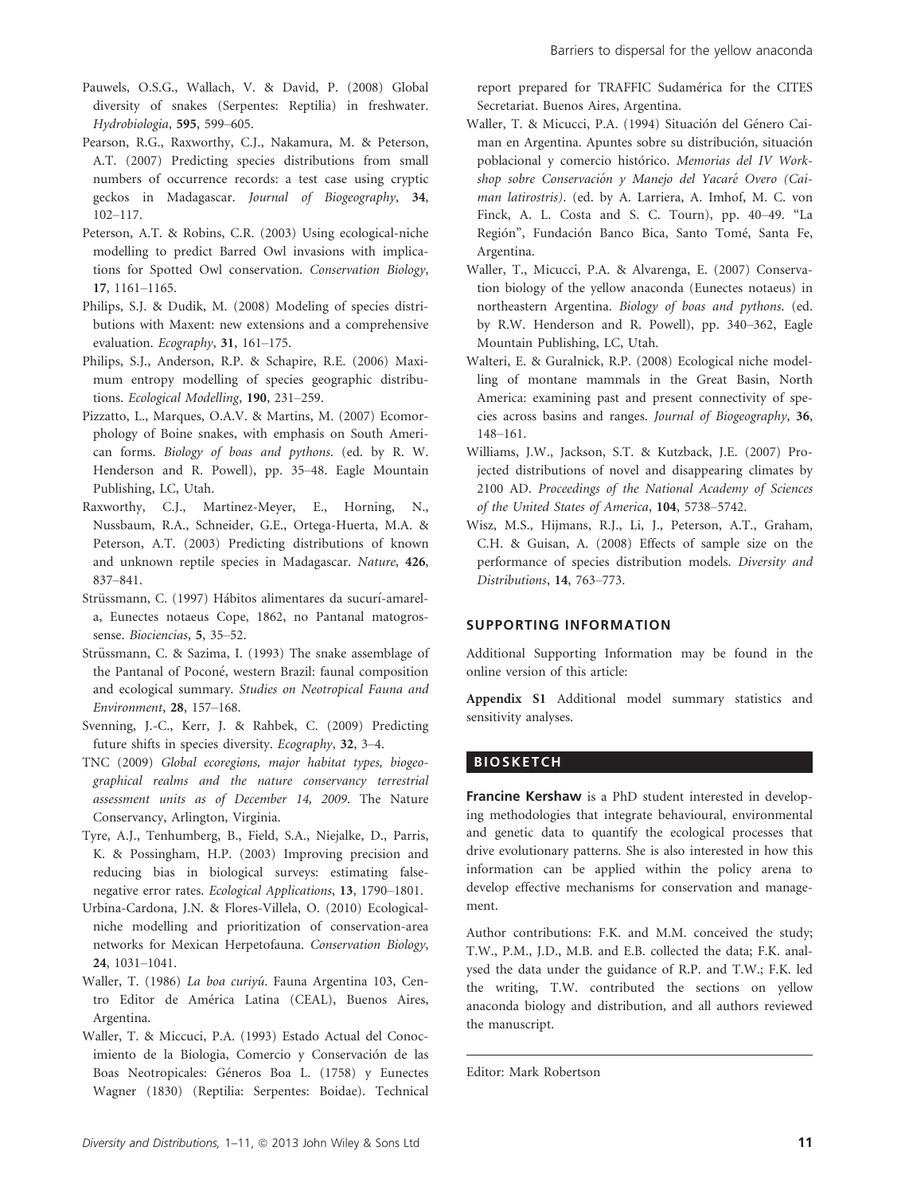Pauwels, O.S.G., Wallach, V. & David, P. (2008) Global diversity of snakes (Serpentes: Reptilia) in freshwater. *Hydrobiologia*, **595**, 599–605.

Pearson, R.G., Raxworthy, C.J., Nakamura, M. & Peterson, A.T. (2007) Predicting species distributions from small numbers of occurrence records: a test case using cryptic geckos in Madagascar. *Journal of Biogeography*, **34**, 102–117.

Peterson, A.T. & Robins, C.R. (2003) Using ecological-niche modelling to predict Barred Owl invasions with implications for Spotted Owl conservation. *Conservation Biology*, **17**, 1161–1165.

Philips, S.J. & Dudik, M. (2008) Modeling of species distributions with Maxent: new extensions and a comprehensive evaluation. *Ecography*, **31**, 161–175.

Philips, S.J., Anderson, R.P. & Schapire, R.E. (2006) Maximum entropy modelling of species geographic distributions. *Ecological Modelling*, **190**, 231–259.

Pizzatto, L., Marques, O.A.V. & Martins, M. (2007) Ecomorphology of Boine snakes, with emphasis on South American forms. *Biology of boas and pythons*. (ed. by R. W. Henderson and R. Powell), pp. 35–48. Eagle Mountain Publishing, LC, Utah.

Raxworthy, C.J., Martinez-Meyer, E., Horning, N., Nussbaum, R.A., Schneider, G.E., Ortega-Huerta, M.A. & Peterson, A.T. (2003) Predicting distributions of known and unknown reptile species in Madagascar. *Nature*, **426**, 837–841.

Strüssmann, C. (1997) Hábitos alimentares da sucurí-amarela, Eunectes notaeus Cope, 1862, no Pantanal matogrossense. *Biociencias*, **5**, 35–52.

Strüssmann, C. & Sazima, I. (1993) The snake assemblage of the Pantanal of Poconé, western Brazil: faunal composition and ecological summary. *Studies on Neotropical Fauna and Environment*, **28**, 157–168.

Svenning, J.-C., Kerr, J. & Rahbek, C. (2009) Predicting future shifts in species diversity. *Ecography*, **32**, 3–4.

TNC (2009) *Global ecoregions, major habitat types, biogeographical realms and the nature conservancy terrestrial assessment units as of December 14, 2009*. The Nature Conservancy, Arlington, Virginia.

Tyre, A.J., Tenhumberg, B., Field, S.A., Niejalke, D., Parris, K. & Possingham, H.P. (2003) Improving precision and reducing bias in biological surveys: estimating false-negative error rates. *Ecological Applications*, **13**, 1790–1801.

Urbina-Cardona, J.N. & Flores-Villela, O. (2010) Ecological-niche modelling and prioritization of conservation-area networks for Mexican Herpetofauna. *Conservation Biology*, **24**, 1031–1041.

Waller, T. (1986) *La boa curiyú*. Fauna Argentina 103, Centro Editor de América Latina (CEAL), Buenos Aires, Argentina.

Waller, T. & Miccuci, P.A. (1993) Estado Actual del Conocimiento de la Biologia, Comercio y Conservación de las Boas Neotropicales: Géneros Boa L. (1758) y Eunectes Wagner (1830) (Reptilia: Serpentes: Boidae). Technical report prepared for TRAFFIC Sudamérica for the CITES Secretariat. Buenos Aires, Argentina.

Waller, T. & Micucci, P.A. (1994) Situación del Género Caiman en Argentina. Apuntes sobre su distribución, situación poblacional y comercio histórico. *Memorias del IV Workshop sobre Conservación y Manejo del Yacaré Overo (Caiman latirostris)*. (ed. by A. Larriera, A. Imhof, M. C. von Finck, A. L. Costa and S. C. Tourn), pp. 40–49. "La Región", Fundación Banco Bica, Santo Tomé, Santa Fe, Argentina.

Waller, T., Micucci, P.A. & Alvarenga, E. (2007) Conservation biology of the yellow anaconda (Eunectes notaeus) in northeastern Argentina. *Biology of boas and pythons*. (ed. by R.W. Henderson and R. Powell), pp. 340–362, Eagle Mountain Publishing, LC, Utah.

Walteri, E. & Guralnick, R.P. (2008) Ecological niche modelling of montane mammals in the Great Basin, North America: examining past and present connectivity of species across basins and ranges. *Journal of Biogeography*, **36**, 148–161.

Williams, J.W., Jackson, S.T. & Kutzback, J.E. (2007) Projected distributions of novel and disappearing climates by 2100 AD. *Proceedings of the National Academy of Sciences of the United States of America*, **104**, 5738–5742.

Wisz, M.S., Hijmans, R.J., Li, J., Peterson, A.T., Graham, C.H. & Guisan, A. (2008) Effects of sample size on the performance of species distribution models. *Diversity and Distributions*, **14**, 763–773.

## SUPPORTING INFORMATION

Additional Supporting Information may be found in the online version of this article:

**Appendix S1** Additional model summary statistics and sensitivity analyses.

## BIOSKETCH

**Francine Kershaw** is a PhD student interested in developing methodologies that integrate behavioural, environmental and genetic data to quantify the ecological processes that drive evolutionary patterns. She is also interested in how this information can be applied within the policy arena to develop effective mechanisms for conservation and management.

Author contributions: F.K. and M.M. conceived the study; T.W., P.M., J.D., M.B. and E.B. collected the data; F.K. analysed the data under the guidance of R.P. and T.W.; F.K. led the writing, T.W. contributed the sections on yellow anaconda biology and distribution, and all authors reviewed the manuscript.

Editor: Mark Robertson